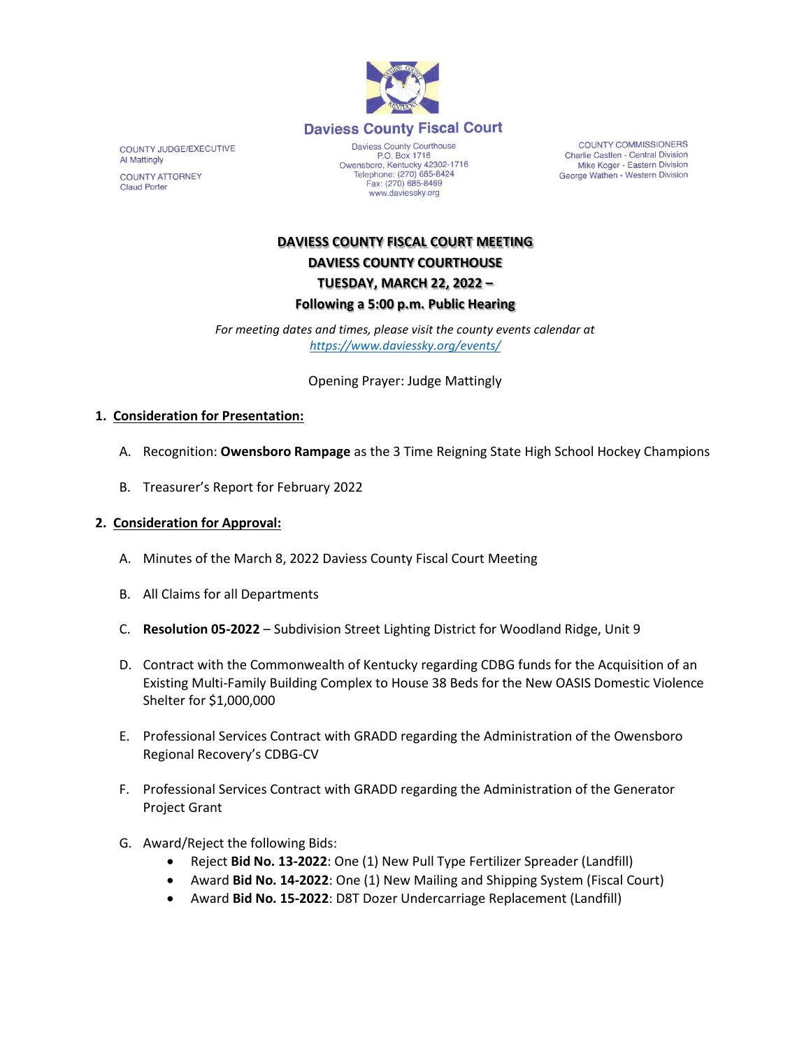# Daviess County Fiscal Court

COUNTY JUDGE/EXECUTIVE
Al Mattingly

COUNTY ATTORNEY
Claud Porter

Daviess County Courthouse
P.O. Box 1716
Owensboro, Kentucky 42302-1716
Telephone: (270) 685-8424
Fax: (270) 685-8469
www.daviessky.org

COUNTY COMMISSIONERS
Charlie Castlen - Central Division
Mike Koger - Eastern Division
George Wathen - Western Division

**DAVIESS COUNTY FISCAL COURT MEETING**
**DAVIESS COUNTY COURTHOUSE**
**TUESDAY, MARCH 22, 2022 –**
**Following a 5:00 p.m. Public Hearing**

*For meeting dates and times, please visit the county events calendar at https://www.daviessky.org/events/*

Opening Prayer: Judge Mattingly

1. **Consideration for Presentation:**

   A. Recognition: **Owensboro Rampage** as the 3 Time Reigning State High School Hockey Champions

   B. Treasurer's Report for February 2022

2. **Consideration for Approval:**

   A. Minutes of the March 8, 2022 Daviess County Fiscal Court Meeting

   B. All Claims for all Departments

   C. **Resolution 05-2022** – Subdivision Street Lighting District for Woodland Ridge, Unit 9

   D. Contract with the Commonwealth of Kentucky regarding CDBG funds for the Acquisition of an Existing Multi-Family Building Complex to House 38 Beds for the New OASIS Domestic Violence Shelter for $1,000,000

   E. Professional Services Contract with GRADD regarding the Administration of the Owensboro Regional Recovery's CDBG-CV

   F. Professional Services Contract with GRADD regarding the Administration of the Generator Project Grant

   G. Award/Reject the following Bids:
      - Reject **Bid No. 13-2022**: One (1) New Pull Type Fertilizer Spreader (Landfill)
      - Award **Bid No. 14-2022**: One (1) New Mailing and Shipping System (Fiscal Court)
      - Award **Bid No. 15-2022**: D8T Dozer Undercarriage Replacement (Landfill)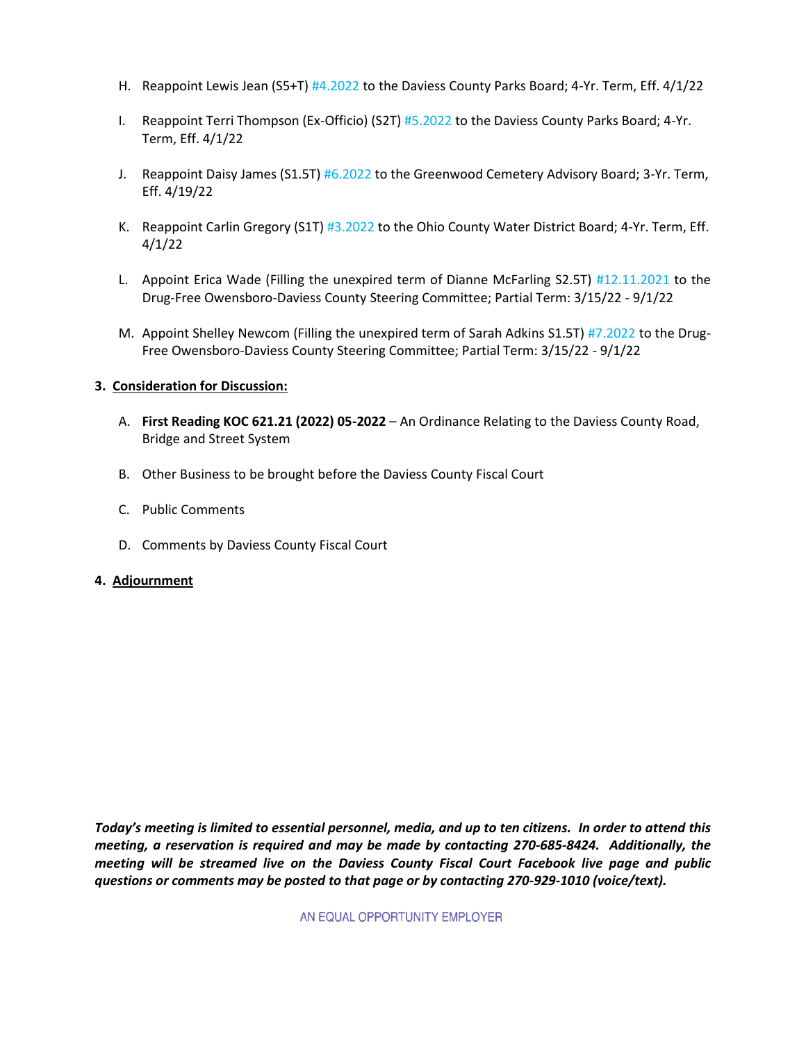H. Reappoint Lewis Jean (S5+T) #4.2022 to the Daviess County Parks Board; 4-Yr. Term, Eff. 4/1/22

I. Reappoint Terri Thompson (Ex-Officio) (S2T) #5.2022 to the Daviess County Parks Board; 4-Yr. Term, Eff. 4/1/22

J. Reappoint Daisy James (S1.5T) #6.2022 to the Greenwood Cemetery Advisory Board; 3-Yr. Term, Eff. 4/19/22

K. Reappoint Carlin Gregory (S1T) #3.2022 to the Ohio County Water District Board; 4-Yr. Term, Eff. 4/1/22

L. Appoint Erica Wade (Filling the unexpired term of Dianne McFarling S2.5T) #12.11.2021 to the Drug-Free Owensboro-Daviess County Steering Committee; Partial Term: 3/15/22 - 9/1/22

M. Appoint Shelley Newcom (Filling the unexpired term of Sarah Adkins S1.5T) #7.2022 to the Drug-Free Owensboro-Daviess County Steering Committee; Partial Term: 3/15/22 - 9/1/22

**3. Consideration for Discussion:**

A. **First Reading KOC 621.21 (2022) 05-2022** – An Ordinance Relating to the Daviess County Road, Bridge and Street System

B. Other Business to be brought before the Daviess County Fiscal Court

C. Public Comments

D. Comments by Daviess County Fiscal Court

**4. Adjournment**

***Today's meeting is limited to essential personnel, media, and up to ten citizens. In order to attend this meeting, a reservation is required and may be made by contacting 270-685-8424. Additionally, the meeting will be streamed live on the Daviess County Fiscal Court Facebook live page and public questions or comments may be posted to that page or by contacting 270-929-1010 (voice/text).***

AN EQUAL OPPORTUNITY EMPLOYER